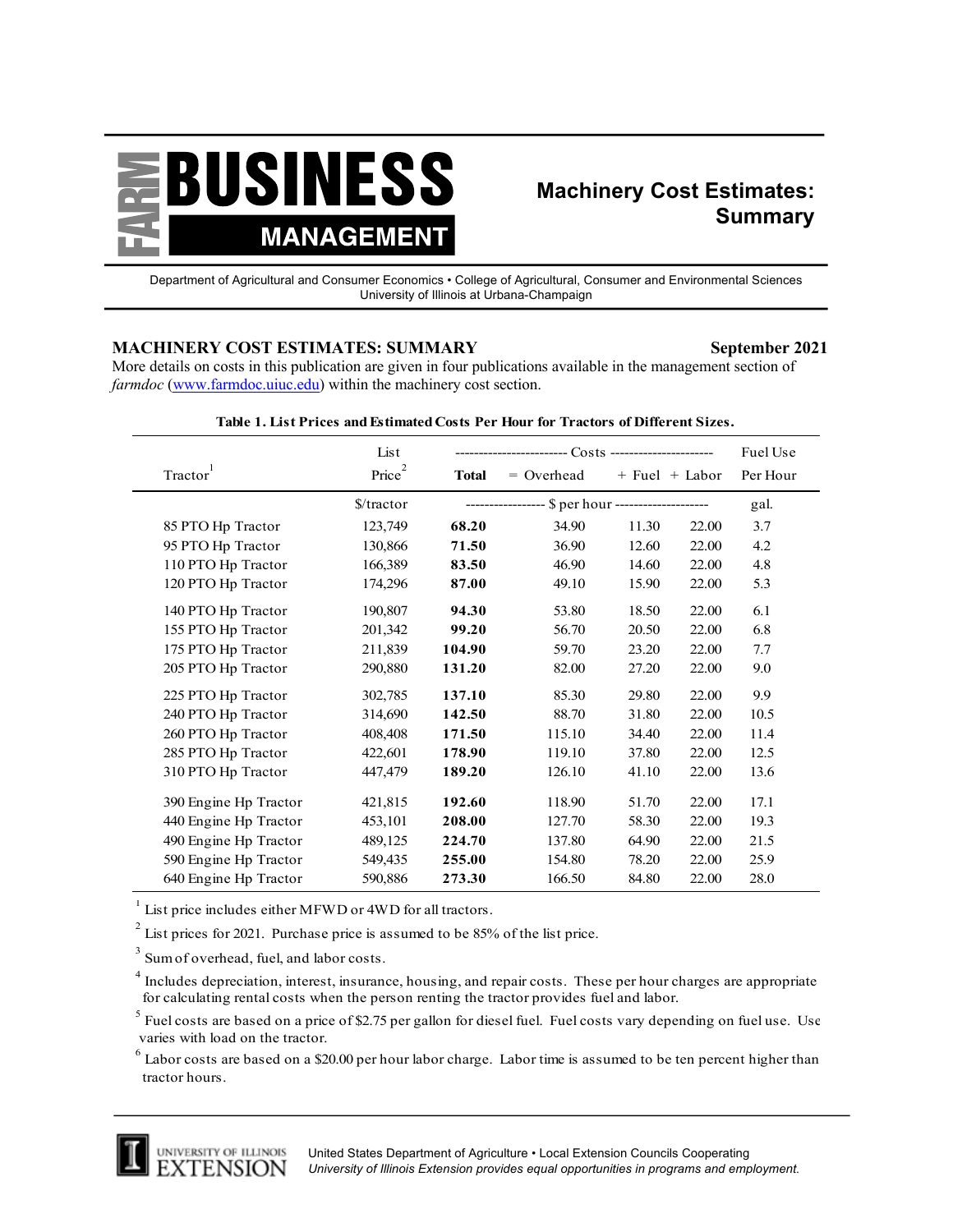# FARM BUSINESS MANAGEMENT

## Machinery Cost Estimates: Summary

Department of Agricultural and Consumer Economics • College of Agricultural, Consumer and Environmental Sciences
University of Illinois at Urbana-Champaign

### MACHINERY COST ESTIMATES: SUMMARY

**September 2021**

More details on costs in this publication are given in four publications available in the management section of *farmdoc* (www.farmdoc.uiuc.edu) within the machinery cost section.

**Table 1. List Prices and Estimated Costs Per Hour for Tractors of Different Sizes.**

| Tractor[1] | List Price[2] | Costs: Total | = Overhead | + Fuel | + Labor | Fuel Use Per Hour |
|---|---|---|---|---|---|---|
| | $/tractor | $ per hour | | | | gal. |
| 85 PTO Hp Tractor | 123,749 | **68.20** | 34.90 | 11.30 | 22.00 | 3.7 |
| 95 PTO Hp Tractor | 130,866 | **71.50** | 36.90 | 12.60 | 22.00 | 4.2 |
| 110 PTO Hp Tractor | 166,389 | **83.50** | 46.90 | 14.60 | 22.00 | 4.8 |
| 120 PTO Hp Tractor | 174,296 | **87.00** | 49.10 | 15.90 | 22.00 | 5.3 |
| 140 PTO Hp Tractor | 190,807 | **94.30** | 53.80 | 18.50 | 22.00 | 6.1 |
| 155 PTO Hp Tractor | 201,342 | **99.20** | 56.70 | 20.50 | 22.00 | 6.8 |
| 175 PTO Hp Tractor | 211,839 | **104.90** | 59.70 | 23.20 | 22.00 | 7.7 |
| 205 PTO Hp Tractor | 290,880 | **131.20** | 82.00 | 27.20 | 22.00 | 9.0 |
| 225 PTO Hp Tractor | 302,785 | **137.10** | 85.30 | 29.80 | 22.00 | 9.9 |
| 240 PTO Hp Tractor | 314,690 | **142.50** | 88.70 | 31.80 | 22.00 | 10.5 |
| 260 PTO Hp Tractor | 408,408 | **171.50** | 115.10 | 34.40 | 22.00 | 11.4 |
| 285 PTO Hp Tractor | 422,601 | **178.90** | 119.10 | 37.80 | 22.00 | 12.5 |
| 310 PTO Hp Tractor | 447,479 | **189.20** | 126.10 | 41.10 | 22.00 | 13.6 |
| 390 Engine Hp Tractor | 421,815 | **192.60** | 118.90 | 51.70 | 22.00 | 17.1 |
| 440 Engine Hp Tractor | 453,101 | **208.00** | 127.70 | 58.30 | 22.00 | 19.3 |
| 490 Engine Hp Tractor | 489,125 | **224.70** | 137.80 | 64.90 | 22.00 | 21.5 |
| 590 Engine Hp Tractor | 549,435 | **255.00** | 154.80 | 78.20 | 22.00 | 25.9 |
| 640 Engine Hp Tractor | 590,886 | **273.30** | 166.50 | 84.80 | 22.00 | 28.0 |

[1] List price includes either MFWD or 4WD for all tractors.

[2] List prices for 2021. Purchase price is assumed to be 85% of the list price.

[3] Sum of overhead, fuel, and labor costs.

[4] Includes depreciation, interest, insurance, housing, and repair costs. These per hour charges are appropriate for calculating rental costs when the person renting the tractor provides fuel and labor.

[5] Fuel costs are based on a price of $2.75 per gallon for diesel fuel. Fuel costs vary depending on fuel use. Use varies with load on the tractor.

[6] Labor costs are based on a $20.00 per hour labor charge. Labor time is assumed to be ten percent higher than tractor hours.

University of Illinois Extension

United States Department of Agriculture • Local Extension Councils Cooperating
*University of Illinois Extension provides equal opportunities in programs and employment.*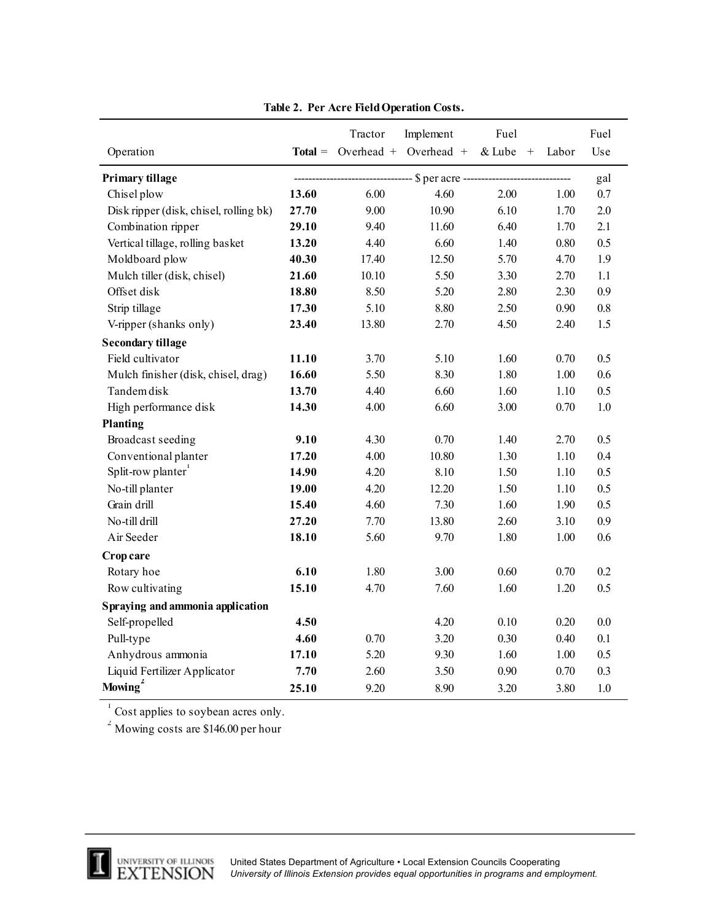**Table 2. Per Acre Field Operation Costs.**

| Operation | **Total** = | Tractor Overhead + | Implement Overhead + | Fuel & Lube + | Labor | Fuel Use |
|---|---|---|---|---|---|---|
| | ------- | ------- | $ per acre | ------- | ------- | gal |
| **Primary tillage** | | | | | | |
| Chisel plow | **13.60** | 6.00 | 4.60 | 2.00 | 1.00 | 0.7 |
| Disk ripper (disk, chisel, rolling bk) | **27.70** | 9.00 | 10.90 | 6.10 | 1.70 | 2.0 |
| Combination ripper | **29.10** | 9.40 | 11.60 | 6.40 | 1.70 | 2.1 |
| Vertical tillage, rolling basket | **13.20** | 4.40 | 6.60 | 1.40 | 0.80 | 0.5 |
| Moldboard plow | **40.30** | 17.40 | 12.50 | 5.70 | 4.70 | 1.9 |
| Mulch tiller (disk, chisel) | **21.60** | 10.10 | 5.50 | 3.30 | 2.70 | 1.1 |
| Offset disk | **18.80** | 8.50 | 5.20 | 2.80 | 2.30 | 0.9 |
| Strip tillage | **17.30** | 5.10 | 8.80 | 2.50 | 0.90 | 0.8 |
| V-ripper (shanks only) | **23.40** | 13.80 | 2.70 | 4.50 | 2.40 | 1.5 |
| **Secondary tillage** | | | | | | |
| Field cultivator | **11.10** | 3.70 | 5.10 | 1.60 | 0.70 | 0.5 |
| Mulch finisher (disk, chisel, drag) | **16.60** | 5.50 | 8.30 | 1.80 | 1.00 | 0.6 |
| Tandem disk | **13.70** | 4.40 | 6.60 | 1.60 | 1.10 | 0.5 |
| High performance disk | **14.30** | 4.00 | 6.60 | 3.00 | 0.70 | 1.0 |
| **Planting** | | | | | | |
| Broadcast seeding | **9.10** | 4.30 | 0.70 | 1.40 | 2.70 | 0.5 |
| Conventional planter | **17.20** | 4.00 | 10.80 | 1.30 | 1.10 | 0.4 |
| Split-row planter[1] | **14.90** | 4.20 | 8.10 | 1.50 | 1.10 | 0.5 |
| No-till planter | **19.00** | 4.20 | 12.20 | 1.50 | 1.10 | 0.5 |
| Grain drill | **15.40** | 4.60 | 7.30 | 1.60 | 1.90 | 0.5 |
| No-till drill | **27.20** | 7.70 | 13.80 | 2.60 | 3.10 | 0.9 |
| Air Seeder | **18.10** | 5.60 | 9.70 | 1.80 | 1.00 | 0.6 |
| **Crop care** | | | | | | |
| Rotary hoe | **6.10** | 1.80 | 3.00 | 0.60 | 0.70 | 0.2 |
| Row cultivating | **15.10** | 4.70 | 7.60 | 1.60 | 1.20 | 0.5 |
| **Spraying and ammonia application** | | | | | | |
| Self-propelled | **4.50** | | 4.20 | 0.10 | 0.20 | 0.0 |
| Pull-type | **4.60** | 0.70 | 3.20 | 0.30 | 0.40 | 0.1 |
| Anhydrous ammonia | **17.10** | 5.20 | 9.30 | 1.60 | 1.00 | 0.5 |
| Liquid Fertilizer Applicator | **7.70** | 2.60 | 3.50 | 0.90 | 0.70 | 0.3 |
| **Mowing**[2] | **25.10** | 9.20 | 8.90 | 3.20 | 3.80 | 1.0 |

[1] Cost applies to soybean acres only.

[2] Mowing costs are $146.00 per hour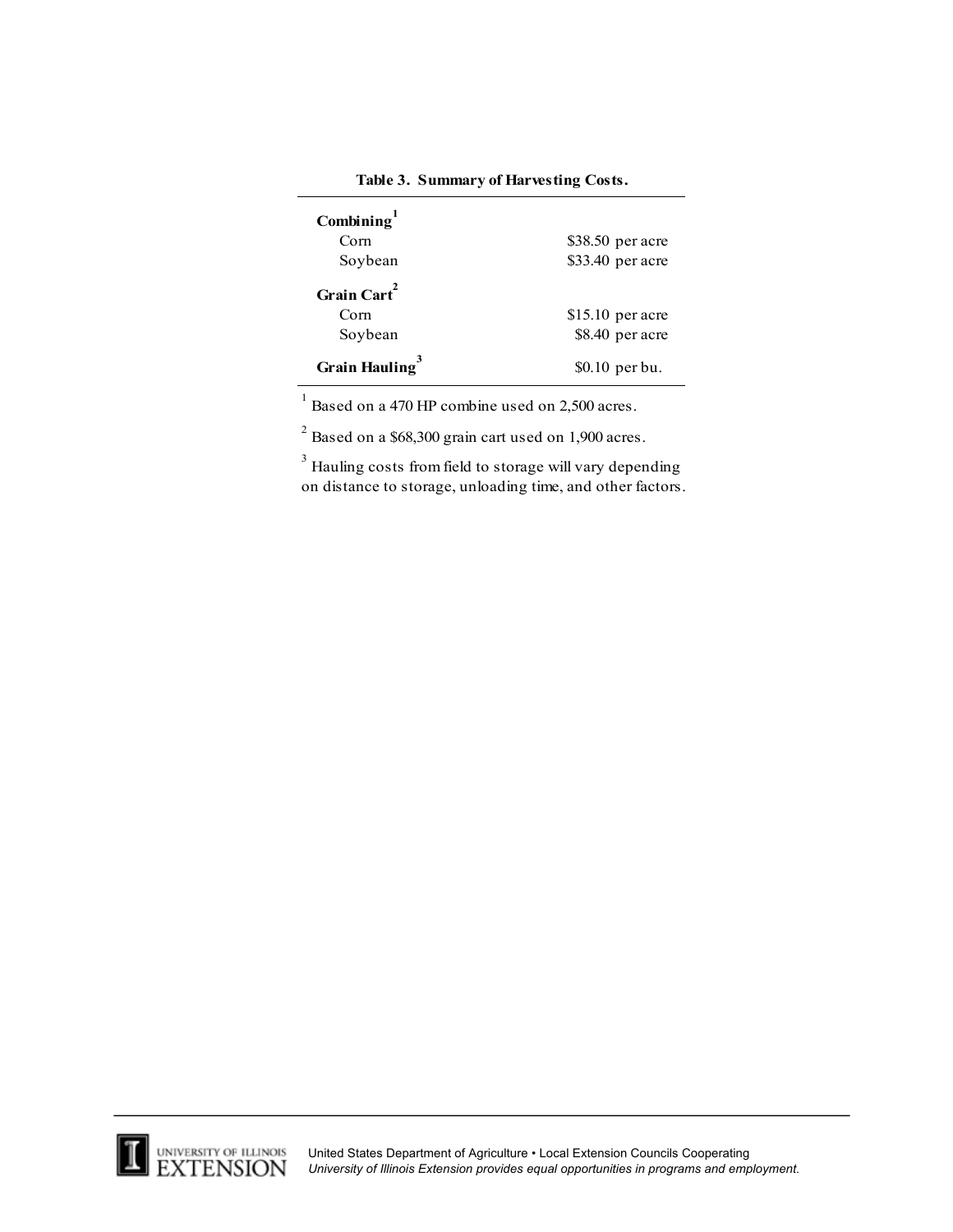**Table 3. Summary of Harvesting Costs.**

| | |
|---|---|
| **Combining**[1] | |
| Corn | $38.50 per acre |
| Soybean | $33.40 per acre |
| **Grain Cart**[2] | |
| Corn | $15.10 per acre |
| Soybean | $8.40 per acre |
| **Grain Hauling**[3] | $0.10 per bu. |

[1] Based on a 470 HP combine used on 2,500 acres.

[2] Based on a $68,300 grain cart used on 1,900 acres.

[3] Hauling costs from field to storage will vary depending on distance to storage, unloading time, and other factors.

United States Department of Agriculture • Local Extension Councils Cooperating
*University of Illinois Extension provides equal opportunities in programs and employment.*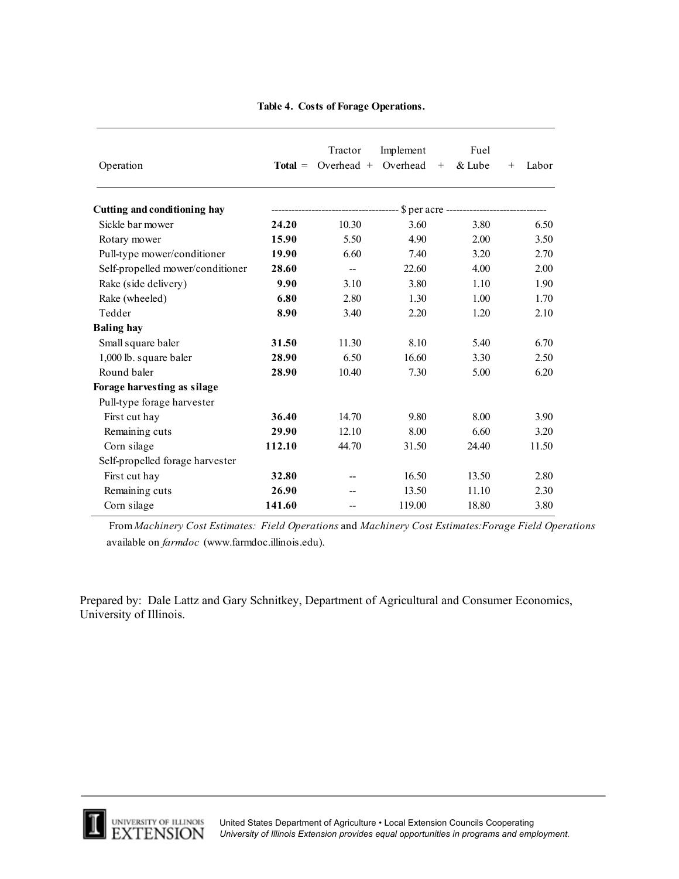**Table 4. Costs of Forage Operations.**

| Operation | **Total** = | Tractor Overhead + | Implement Overhead + | Fuel & Lube + | Labor |
|---|---|---|---|---|---|
| **Cutting and conditioning hay** | ---------------------- | ---------------------- | $ per acre | ---------------------- | ---------------------- |
| Sickle bar mower | **24.20** | 10.30 | 3.60 | 3.80 | 6.50 |
| Rotary mower | **15.90** | 5.50 | 4.90 | 2.00 | 3.50 |
| Pull-type mower/conditioner | **19.90** | 6.60 | 7.40 | 3.20 | 2.70 |
| Self-propelled mower/conditioner | **28.60** | -- | 22.60 | 4.00 | 2.00 |
| Rake (side delivery) | **9.90** | 3.10 | 3.80 | 1.10 | 1.90 |
| Rake (wheeled) | **6.80** | 2.80 | 1.30 | 1.00 | 1.70 |
| Tedder | **8.90** | 3.40 | 2.20 | 1.20 | 2.10 |
| **Baling hay** | | | | | |
| Small square baler | **31.50** | 11.30 | 8.10 | 5.40 | 6.70 |
| 1,000 lb. square baler | **28.90** | 6.50 | 16.60 | 3.30 | 2.50 |
| Round baler | **28.90** | 10.40 | 7.30 | 5.00 | 6.20 |
| **Forage harvesting as silage** | | | | | |
| Pull-type forage harvester | | | | | |
| First cut hay | **36.40** | 14.70 | 9.80 | 8.00 | 3.90 |
| Remaining cuts | **29.90** | 12.10 | 8.00 | 6.60 | 3.20 |
| Corn silage | **112.10** | 44.70 | 31.50 | 24.40 | 11.50 |
| Self-propelled forage harvester | | | | | |
| First cut hay | **32.80** | -- | 16.50 | 13.50 | 2.80 |
| Remaining cuts | **26.90** | -- | 13.50 | 11.10 | 2.30 |
| Corn silage | **141.60** | -- | 119.00 | 18.80 | 3.80 |

From *Machinery Cost Estimates: Field Operations* and *Machinery Cost Estimates:Forage Field Operations* available on *farmdoc* (www.farmdoc.illinois.edu).

Prepared by: Dale Lattz and Gary Schnitkey, Department of Agricultural and Consumer Economics, University of Illinois.

UNIVERSITY OF ILLINOIS EXTENSION

United States Department of Agriculture • Local Extension Councils Cooperating
*University of Illinois Extension provides equal opportunities in programs and employment.*